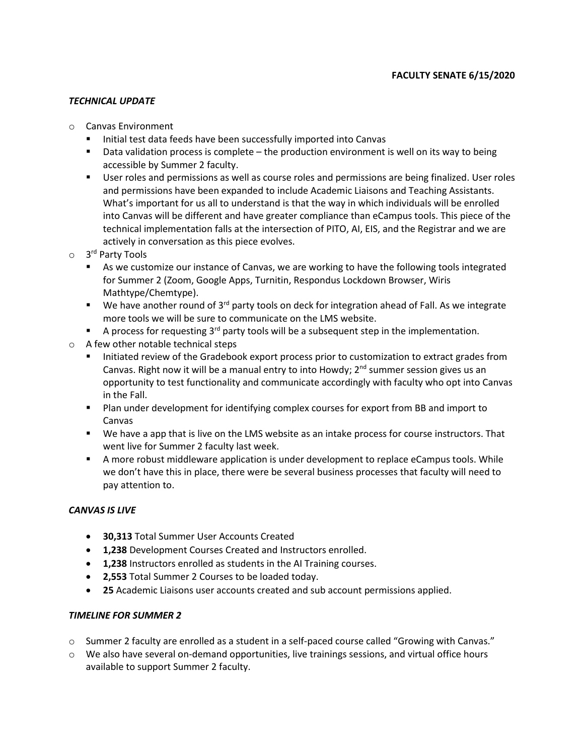**FACULTY SENATE 6/15/2020**

***TECHNICAL UPDATE***

- Canvas Environment
  - Initial test data feeds have been successfully imported into Canvas
  - Data validation process is complete – the production environment is well on its way to being accessible by Summer 2 faculty.
  - User roles and permissions as well as course roles and permissions are being finalized. User roles and permissions have been expanded to include Academic Liaisons and Teaching Assistants. What's important for us all to understand is that the way in which individuals will be enrolled into Canvas will be different and have greater compliance than eCampus tools. This piece of the technical implementation falls at the intersection of PITO, AI, EIS, and the Registrar and we are actively in conversation as this piece evolves.
- 3rd Party Tools
  - As we customize our instance of Canvas, we are working to have the following tools integrated for Summer 2 (Zoom, Google Apps, Turnitin, Respondus Lockdown Browser, Wiris Mathtype/Chemtype).
  - We have another round of 3rd party tools on deck for integration ahead of Fall. As we integrate more tools we will be sure to communicate on the LMS website.
  - A process for requesting 3rd party tools will be a subsequent step in the implementation.
- A few other notable technical steps
  - Initiated review of the Gradebook export process prior to customization to extract grades from Canvas. Right now it will be a manual entry to into Howdy; 2nd summer session gives us an opportunity to test functionality and communicate accordingly with faculty who opt into Canvas in the Fall.
  - Plan under development for identifying complex courses for export from BB and import to Canvas
  - We have a app that is live on the LMS website as an intake process for course instructors. That went live for Summer 2 faculty last week.
  - A more robust middleware application is under development to replace eCampus tools. While we don't have this in place, there were be several business processes that faculty will need to pay attention to.

***CANVAS IS LIVE***

- **30,313** Total Summer User Accounts Created
- **1,238** Development Courses Created and Instructors enrolled.
- **1,238** Instructors enrolled as students in the AI Training courses.
- **2,553** Total Summer 2 Courses to be loaded today.
- **25** Academic Liaisons user accounts created and sub account permissions applied.

***TIMELINE FOR SUMMER 2***

- Summer 2 faculty are enrolled as a student in a self-paced course called "Growing with Canvas."
- We also have several on-demand opportunities, live trainings sessions, and virtual office hours available to support Summer 2 faculty.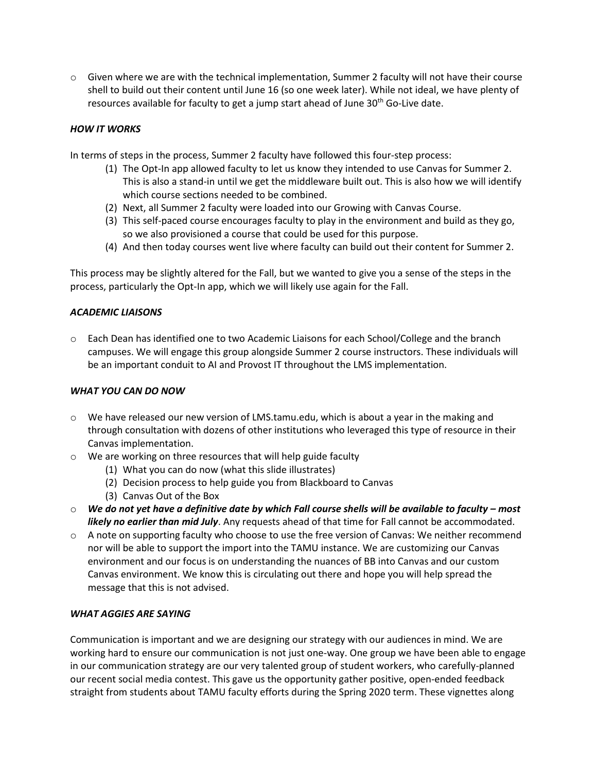- Given where we are with the technical implementation, Summer 2 faculty will not have their course shell to build out their content until June 16 (so one week later). While not ideal, we have plenty of resources available for faculty to get a jump start ahead of June 30th Go-Live date.

### *HOW IT WORKS*

In terms of steps in the process, Summer 2 faculty have followed this four-step process:

(1) The Opt-In app allowed faculty to let us know they intended to use Canvas for Summer 2. This is also a stand-in until we get the middleware built out. This is also how we will identify which course sections needed to be combined.
(2) Next, all Summer 2 faculty were loaded into our Growing with Canvas Course.
(3) This self-paced course encourages faculty to play in the environment and build as they go, so we also provisioned a course that could be used for this purpose.
(4) And then today courses went live where faculty can build out their content for Summer 2.

This process may be slightly altered for the Fall, but we wanted to give you a sense of the steps in the process, particularly the Opt-In app, which we will likely use again for the Fall.

### *ACADEMIC LIAISONS*

- Each Dean has identified one to two Academic Liaisons for each School/College and the branch campuses. We will engage this group alongside Summer 2 course instructors. These individuals will be an important conduit to AI and Provost IT throughout the LMS implementation.

### *WHAT YOU CAN DO NOW*

- We have released our new version of LMS.tamu.edu, which is about a year in the making and through consultation with dozens of other institutions who leveraged this type of resource in their Canvas implementation.
- We are working on three resources that will help guide faculty
  (1) What you can do now (what this slide illustrates)
  (2) Decision process to help guide you from Blackboard to Canvas
  (3) Canvas Out of the Box
- ***We do not yet have a definitive date by which Fall course shells will be available to faculty – most likely no earlier than mid July***. Any requests ahead of that time for Fall cannot be accommodated.
- A note on supporting faculty who choose to use the free version of Canvas: We neither recommend nor will be able to support the import into the TAMU instance. We are customizing our Canvas environment and our focus is on understanding the nuances of BB into Canvas and our custom Canvas environment. We know this is circulating out there and hope you will help spread the message that this is not advised.

### *WHAT AGGIES ARE SAYING*

Communication is important and we are designing our strategy with our audiences in mind. We are working hard to ensure our communication is not just one-way. One group we have been able to engage in our communication strategy are our very talented group of student workers, who carefully-planned our recent social media contest. This gave us the opportunity gather positive, open-ended feedback straight from students about TAMU faculty efforts during the Spring 2020 term. These vignettes along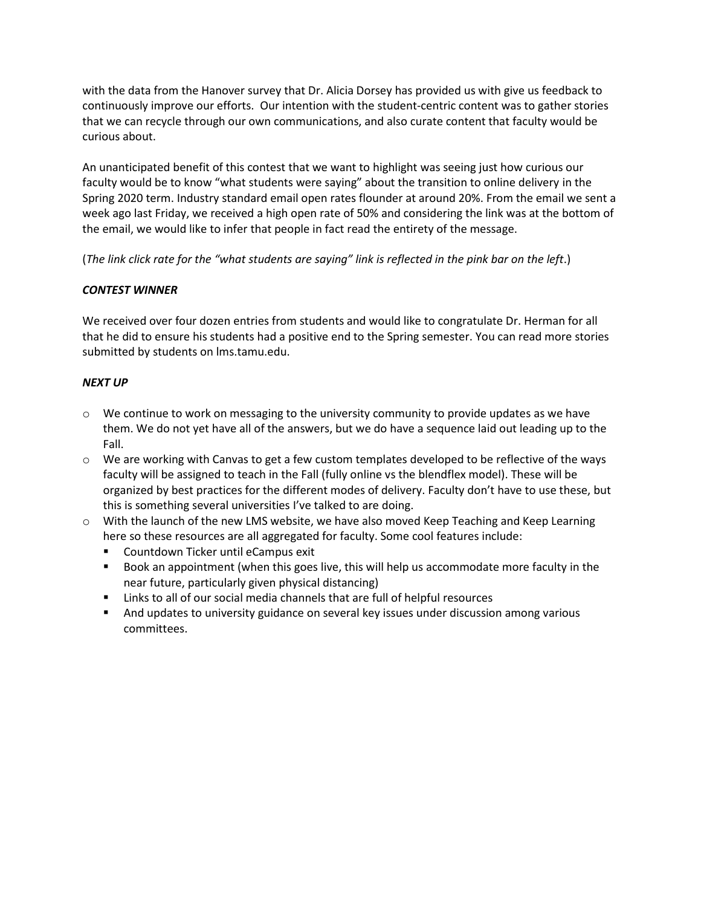with the data from the Hanover survey that Dr. Alicia Dorsey has provided us with give us feedback to continuously improve our efforts. Our intention with the student-centric content was to gather stories that we can recycle through our own communications, and also curate content that faculty would be curious about.

An unanticipated benefit of this contest that we want to highlight was seeing just how curious our faculty would be to know "what students were saying" about the transition to online delivery in the Spring 2020 term. Industry standard email open rates flounder at around 20%. From the email we sent a week ago last Friday, we received a high open rate of 50% and considering the link was at the bottom of the email, we would like to infer that people in fact read the entirety of the message.

(*The link click rate for the "what students are saying" link is reflected in the pink bar on the left*.)

***CONTEST WINNER***

We received over four dozen entries from students and would like to congratulate Dr. Herman for all that he did to ensure his students had a positive end to the Spring semester. You can read more stories submitted by students on lms.tamu.edu.

***NEXT UP***

- We continue to work on messaging to the university community to provide updates as we have them. We do not yet have all of the answers, but we do have a sequence laid out leading up to the Fall.
- We are working with Canvas to get a few custom templates developed to be reflective of the ways faculty will be assigned to teach in the Fall (fully online vs the blendflex model). These will be organized by best practices for the different modes of delivery. Faculty don't have to use these, but this is something several universities I've talked to are doing.
- With the launch of the new LMS website, we have also moved Keep Teaching and Keep Learning here so these resources are all aggregated for faculty. Some cool features include:
  - Countdown Ticker until eCampus exit
  - Book an appointment (when this goes live, this will help us accommodate more faculty in the near future, particularly given physical distancing)
  - Links to all of our social media channels that are full of helpful resources
  - And updates to university guidance on several key issues under discussion among various committees.